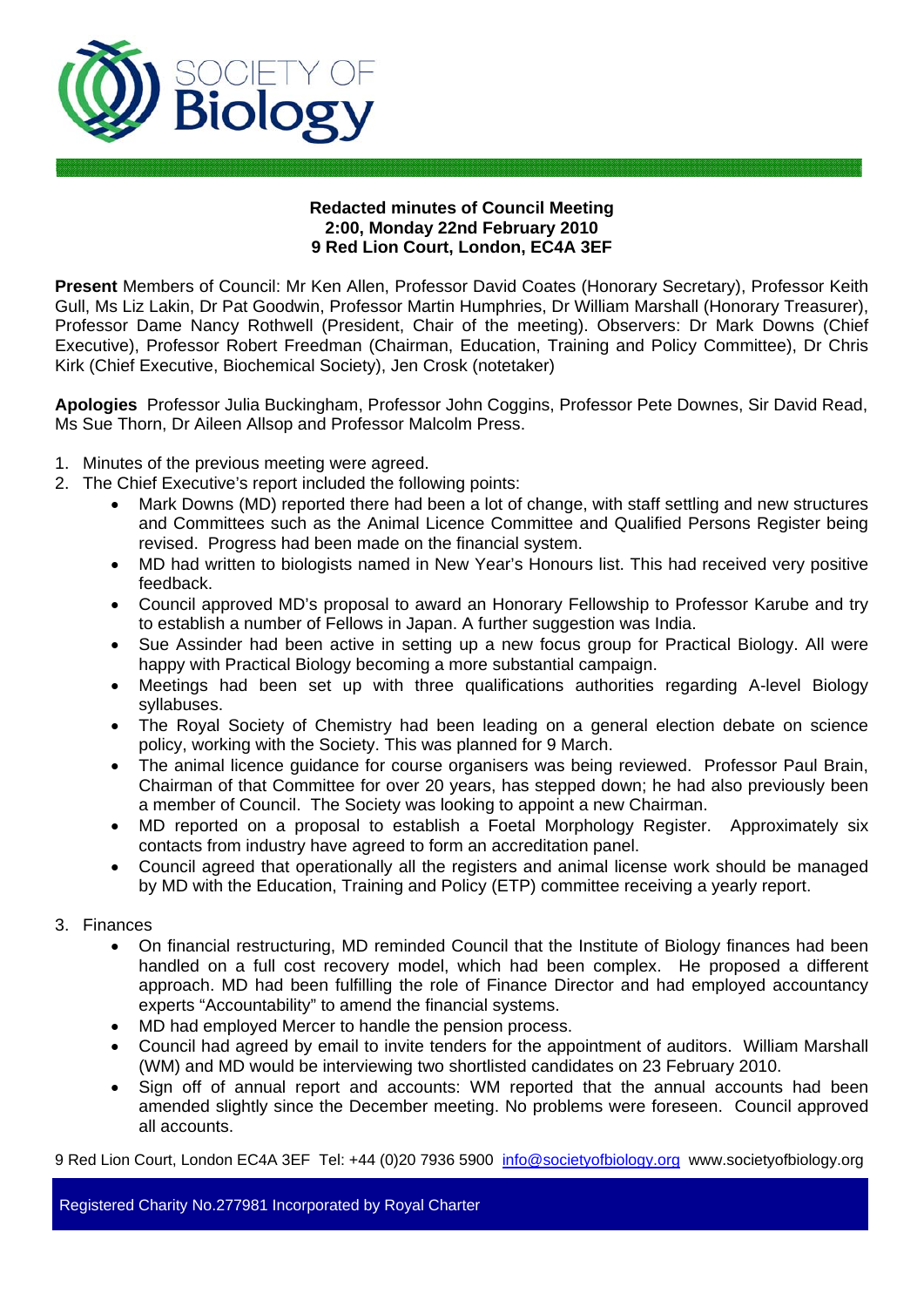**Redacted minutes of Council Meeting**
**2:00, Monday 22nd February 2010**
**9 Red Lion Court, London, EC4A 3EF**

**Present** Members of Council: Mr Ken Allen, Professor David Coates (Honorary Secretary), Professor Keith Gull, Ms Liz Lakin, Dr Pat Goodwin, Professor Martin Humphries, Dr William Marshall (Honorary Treasurer), Professor Dame Nancy Rothwell (President, Chair of the meeting). Observers: Dr Mark Downs (Chief Executive), Professor Robert Freedman (Chairman, Education, Training and Policy Committee), Dr Chris Kirk (Chief Executive, Biochemical Society), Jen Crosk (notetaker)

**Apologies** Professor Julia Buckingham, Professor John Coggins, Professor Pete Downes, Sir David Read, Ms Sue Thorn, Dr Aileen Allsop and Professor Malcolm Press.

1. Minutes of the previous meeting were agreed.
2. The Chief Executive's report included the following points:
   - Mark Downs (MD) reported there had been a lot of change, with staff settling and new structures and Committees such as the Animal Licence Committee and Qualified Persons Register being revised. Progress had been made on the financial system.
   - MD had written to biologists named in New Year's Honours list. This had received very positive feedback.
   - Council approved MD's proposal to award an Honorary Fellowship to Professor Karube and try to establish a number of Fellows in Japan. A further suggestion was India.
   - Sue Assinder had been active in setting up a new focus group for Practical Biology. All were happy with Practical Biology becoming a more substantial campaign.
   - Meetings had been set up with three qualifications authorities regarding A-level Biology syllabuses.
   - The Royal Society of Chemistry had been leading on a general election debate on science policy, working with the Society. This was planned for 9 March.
   - The animal licence guidance for course organisers was being reviewed. Professor Paul Brain, Chairman of that Committee for over 20 years, has stepped down; he had also previously been a member of Council. The Society was looking to appoint a new Chairman.
   - MD reported on a proposal to establish a Foetal Morphology Register. Approximately six contacts from industry have agreed to form an accreditation panel.
   - Council agreed that operationally all the registers and animal license work should be managed by MD with the Education, Training and Policy (ETP) committee receiving a yearly report.

3. Finances
   - On financial restructuring, MD reminded Council that the Institute of Biology finances had been handled on a full cost recovery model, which had been complex. He proposed a different approach. MD had been fulfilling the role of Finance Director and had employed accountancy experts "Accountability" to amend the financial systems.
   - MD had employed Mercer to handle the pension process.
   - Council had agreed by email to invite tenders for the appointment of auditors. William Marshall (WM) and MD would be interviewing two shortlisted candidates on 23 February 2010.
   - Sign off of annual report and accounts: WM reported that the annual accounts had been amended slightly since the December meeting. No problems were foreseen. Council approved all accounts.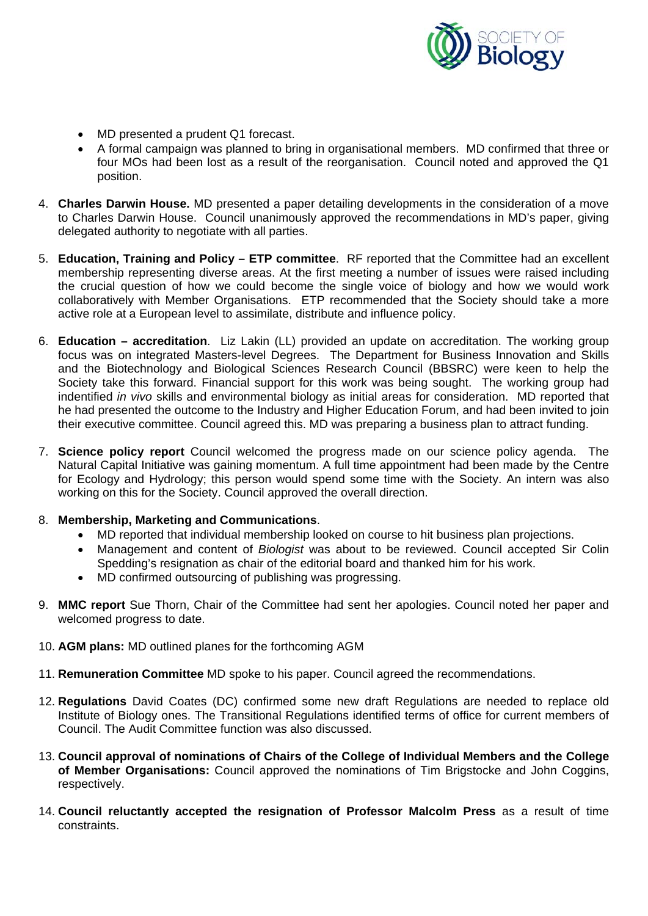- MD presented a prudent Q1 forecast.
- A formal campaign was planned to bring in organisational members. MD confirmed that three or four MOs had been lost as a result of the reorganisation. Council noted and approved the Q1 position.

4. **Charles Darwin House.** MD presented a paper detailing developments in the consideration of a move to Charles Darwin House. Council unanimously approved the recommendations in MD's paper, giving delegated authority to negotiate with all parties.

5. **Education, Training and Policy – ETP committee**. RF reported that the Committee had an excellent membership representing diverse areas. At the first meeting a number of issues were raised including the crucial question of how we could become the single voice of biology and how we would work collaboratively with Member Organisations. ETP recommended that the Society should take a more active role at a European level to assimilate, distribute and influence policy.

6. **Education – accreditation**. Liz Lakin (LL) provided an update on accreditation. The working group focus was on integrated Masters-level Degrees. The Department for Business Innovation and Skills and the Biotechnology and Biological Sciences Research Council (BBSRC) were keen to help the Society take this forward. Financial support for this work was being sought. The working group had indentified *in vivo* skills and environmental biology as initial areas for consideration. MD reported that he had presented the outcome to the Industry and Higher Education Forum, and had been invited to join their executive committee. Council agreed this. MD was preparing a business plan to attract funding.

7. **Science policy report** Council welcomed the progress made on our science policy agenda. The Natural Capital Initiative was gaining momentum. A full time appointment had been made by the Centre for Ecology and Hydrology; this person would spend some time with the Society. An intern was also working on this for the Society. Council approved the overall direction.

8. **Membership, Marketing and Communications**.
   - MD reported that individual membership looked on course to hit business plan projections.
   - Management and content of *Biologist* was about to be reviewed. Council accepted Sir Colin Spedding's resignation as chair of the editorial board and thanked him for his work.
   - MD confirmed outsourcing of publishing was progressing.

9. **MMC report** Sue Thorn, Chair of the Committee had sent her apologies. Council noted her paper and welcomed progress to date.

10. **AGM plans:** MD outlined planes for the forthcoming AGM

11. **Remuneration Committee** MD spoke to his paper. Council agreed the recommendations.

12. **Regulations** David Coates (DC) confirmed some new draft Regulations are needed to replace old Institute of Biology ones. The Transitional Regulations identified terms of office for current members of Council. The Audit Committee function was also discussed.

13. **Council approval of nominations of Chairs of the College of Individual Members and the College of Member Organisations:** Council approved the nominations of Tim Brigstocke and John Coggins, respectively.

14. **Council reluctantly accepted the resignation of Professor Malcolm Press** as a result of time constraints.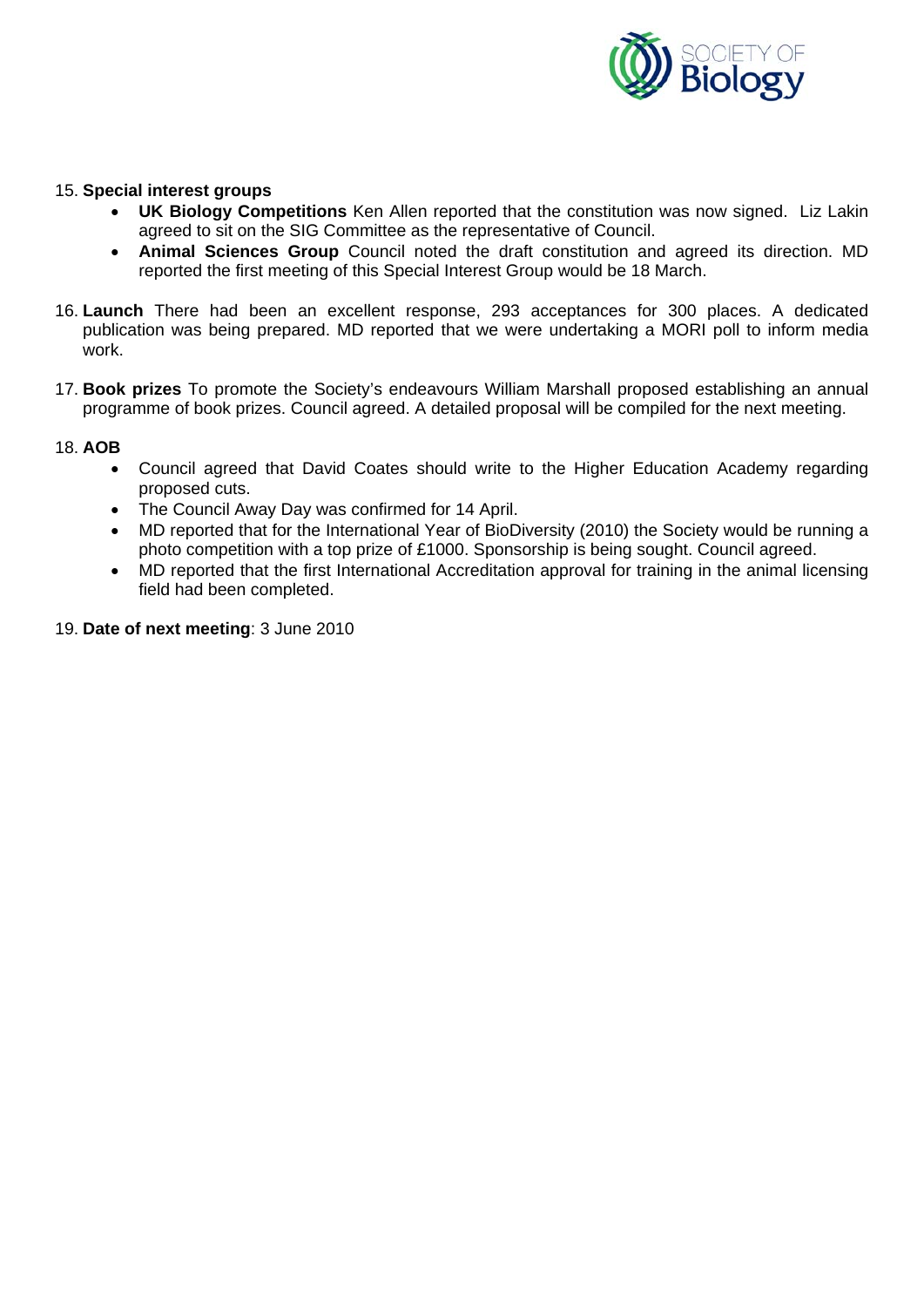15. **Special interest groups**
    - **UK Biology Competitions** Ken Allen reported that the constitution was now signed. Liz Lakin agreed to sit on the SIG Committee as the representative of Council.
    - **Animal Sciences Group** Council noted the draft constitution and agreed its direction. MD reported the first meeting of this Special Interest Group would be 18 March.

16. **Launch** There had been an excellent response, 293 acceptances for 300 places. A dedicated publication was being prepared. MD reported that we were undertaking a MORI poll to inform media work.

17. **Book prizes** To promote the Society's endeavours William Marshall proposed establishing an annual programme of book prizes. Council agreed. A detailed proposal will be compiled for the next meeting.

18. **AOB**
    - Council agreed that David Coates should write to the Higher Education Academy regarding proposed cuts.
    - The Council Away Day was confirmed for 14 April.
    - MD reported that for the International Year of BioDiversity (2010) the Society would be running a photo competition with a top prize of £1000. Sponsorship is being sought. Council agreed.
    - MD reported that the first International Accreditation approval for training in the animal licensing field had been completed.

19. **Date of next meeting**: 3 June 2010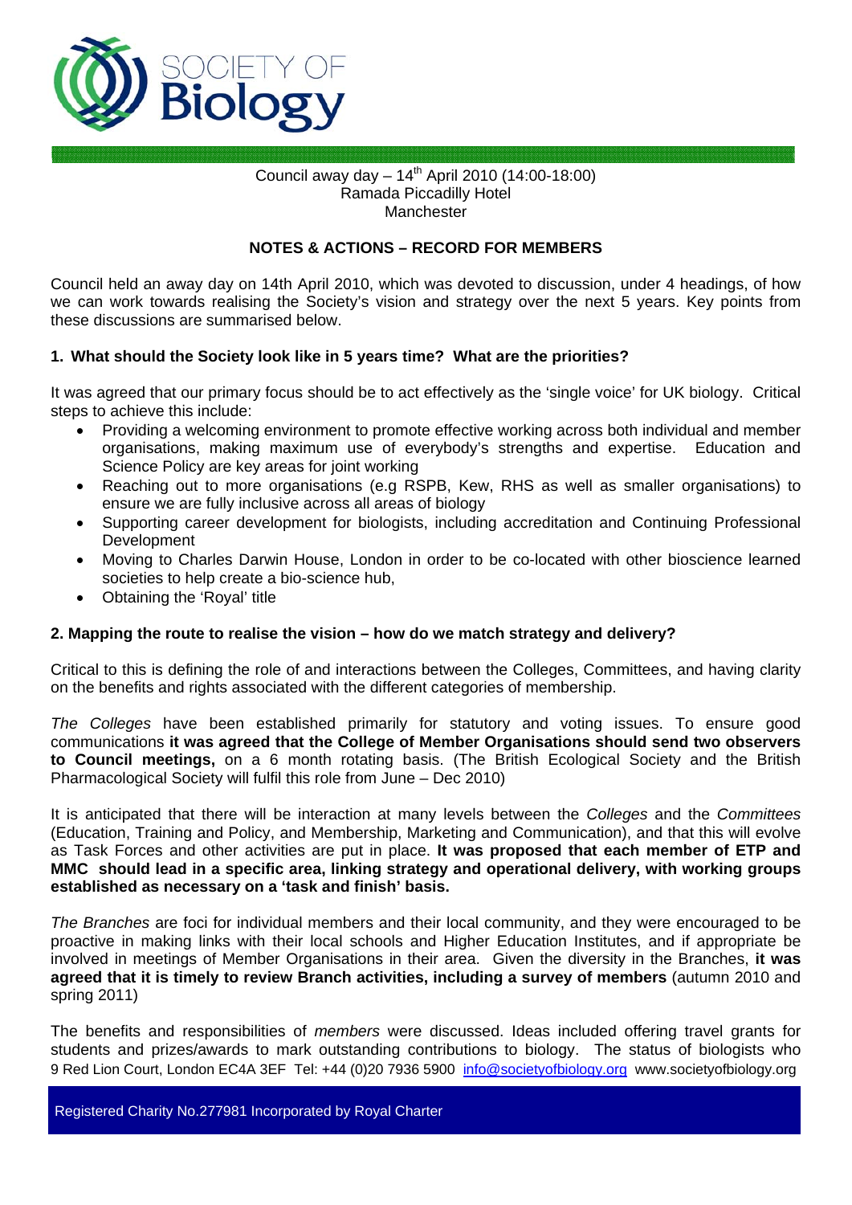Council away day – 14th April 2010 (14:00-18:00)
Ramada Piccadilly Hotel
Manchester

**NOTES & ACTIONS – RECORD FOR MEMBERS**

Council held an away day on 14th April 2010, which was devoted to discussion, under 4 headings, of how we can work towards realising the Society's vision and strategy over the next 5 years. Key points from these discussions are summarised below.

### 1. What should the Society look like in 5 years time? What are the priorities?

It was agreed that our primary focus should be to act effectively as the 'single voice' for UK biology. Critical steps to achieve this include:

- Providing a welcoming environment to promote effective working across both individual and member organisations, making maximum use of everybody's strengths and expertise. Education and Science Policy are key areas for joint working
- Reaching out to more organisations (e.g RSPB, Kew, RHS as well as smaller organisations) to ensure we are fully inclusive across all areas of biology
- Supporting career development for biologists, including accreditation and Continuing Professional Development
- Moving to Charles Darwin House, London in order to be co-located with other bioscience learned societies to help create a bio-science hub,
- Obtaining the 'Royal' title

### 2. Mapping the route to realise the vision – how do we match strategy and delivery?

Critical to this is defining the role of and interactions between the Colleges, Committees, and having clarity on the benefits and rights associated with the different categories of membership.

*The Colleges* have been established primarily for statutory and voting issues. To ensure good communications **it was agreed that the College of Member Organisations should send two observers to Council meetings,** on a 6 month rotating basis. (The British Ecological Society and the British Pharmacological Society will fulfil this role from June – Dec 2010)

It is anticipated that there will be interaction at many levels between the *Colleges* and the *Committees* (Education, Training and Policy, and Membership, Marketing and Communication), and that this will evolve as Task Forces and other activities are put in place. **It was proposed that each member of ETP and MMC should lead in a specific area, linking strategy and operational delivery, with working groups established as necessary on a 'task and finish' basis.**

*The Branches* are foci for individual members and their local community, and they were encouraged to be proactive in making links with their local schools and Higher Education Institutes, and if appropriate be involved in meetings of Member Organisations in their area. Given the diversity in the Branches, **it was agreed that it is timely to review Branch activities, including a survey of members** (autumn 2010 and spring 2011)

The benefits and responsibilities of *members* were discussed. Ideas included offering travel grants for students and prizes/awards to mark outstanding contributions to biology. The status of biologists who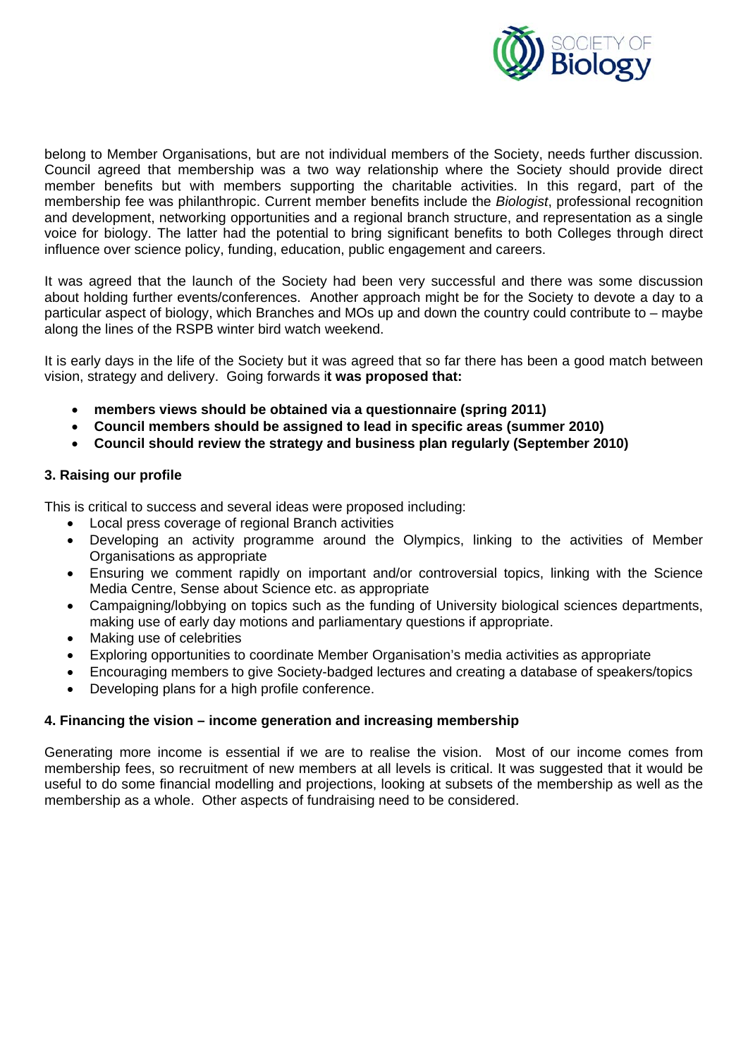belong to Member Organisations, but are not individual members of the Society, needs further discussion. Council agreed that membership was a two way relationship where the Society should provide direct member benefits but with members supporting the charitable activities. In this regard, part of the membership fee was philanthropic. Current member benefits include the *Biologist*, professional recognition and development, networking opportunities and a regional branch structure, and representation as a single voice for biology. The latter had the potential to bring significant benefits to both Colleges through direct influence over science policy, funding, education, public engagement and careers.

It was agreed that the launch of the Society had been very successful and there was some discussion about holding further events/conferences. Another approach might be for the Society to devote a day to a particular aspect of biology, which Branches and MOs up and down the country could contribute to – maybe along the lines of the RSPB winter bird watch weekend.

It is early days in the life of the Society but it was agreed that so far there has been a good match between vision, strategy and delivery. Going forwards i**t was proposed that:**

- **members views should be obtained via a questionnaire (spring 2011)**
- **Council members should be assigned to lead in specific areas (summer 2010)**
- **Council should review the strategy and business plan regularly (September 2010)**

### 3. Raising our profile

This is critical to success and several ideas were proposed including:

- Local press coverage of regional Branch activities
- Developing an activity programme around the Olympics, linking to the activities of Member Organisations as appropriate
- Ensuring we comment rapidly on important and/or controversial topics, linking with the Science Media Centre, Sense about Science etc. as appropriate
- Campaigning/lobbying on topics such as the funding of University biological sciences departments, making use of early day motions and parliamentary questions if appropriate.
- Making use of celebrities
- Exploring opportunities to coordinate Member Organisation's media activities as appropriate
- Encouraging members to give Society-badged lectures and creating a database of speakers/topics
- Developing plans for a high profile conference.

### 4. Financing the vision – income generation and increasing membership

Generating more income is essential if we are to realise the vision. Most of our income comes from membership fees, so recruitment of new members at all levels is critical. It was suggested that it would be useful to do some financial modelling and projections, looking at subsets of the membership as well as the membership as a whole. Other aspects of fundraising need to be considered.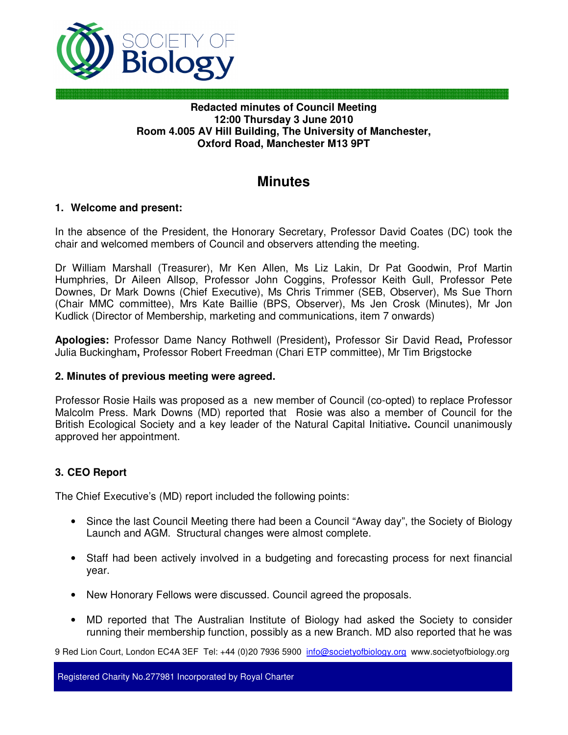**Redacted minutes of Council Meeting**
**12:00 Thursday 3 June 2010**
**Room 4.005 AV Hill Building, The University of Manchester,**
**Oxford Road, Manchester M13 9PT**

# Minutes

### 1. Welcome and present:

In the absence of the President, the Honorary Secretary, Professor David Coates (DC) took the chair and welcomed members of Council and observers attending the meeting.

Dr William Marshall (Treasurer), Mr Ken Allen, Ms Liz Lakin, Dr Pat Goodwin, Prof Martin Humphries, Dr Aileen Allsop, Professor John Coggins, Professor Keith Gull, Professor Pete Downes, Dr Mark Downs (Chief Executive), Ms Chris Trimmer (SEB, Observer), Ms Sue Thorn (Chair MMC committee), Mrs Kate Baillie (BPS, Observer), Ms Jen Crosk (Minutes), Mr Jon Kudlick (Director of Membership, marketing and communications, item 7 onwards)

**Apologies:** Professor Dame Nancy Rothwell (President)**,** Professor Sir David Read**,** Professor Julia Buckingham**,** Professor Robert Freedman (Chari ETP committee), Mr Tim Brigstocke

### 2. Minutes of previous meeting were agreed.

Professor Rosie Hails was proposed as a new member of Council (co-opted) to replace Professor Malcolm Press. Mark Downs (MD) reported that Rosie was also a member of Council for the British Ecological Society and a key leader of the Natural Capital Initiative**.** Council unanimously approved her appointment.

### 3. CEO Report

The Chief Executive's (MD) report included the following points:

- Since the last Council Meeting there had been a Council "Away day", the Society of Biology Launch and AGM. Structural changes were almost complete.
- Staff had been actively involved in a budgeting and forecasting process for next financial year.
- New Honorary Fellows were discussed. Council agreed the proposals.
- MD reported that The Australian Institute of Biology had asked the Society to consider running their membership function, possibly as a new Branch. MD also reported that he was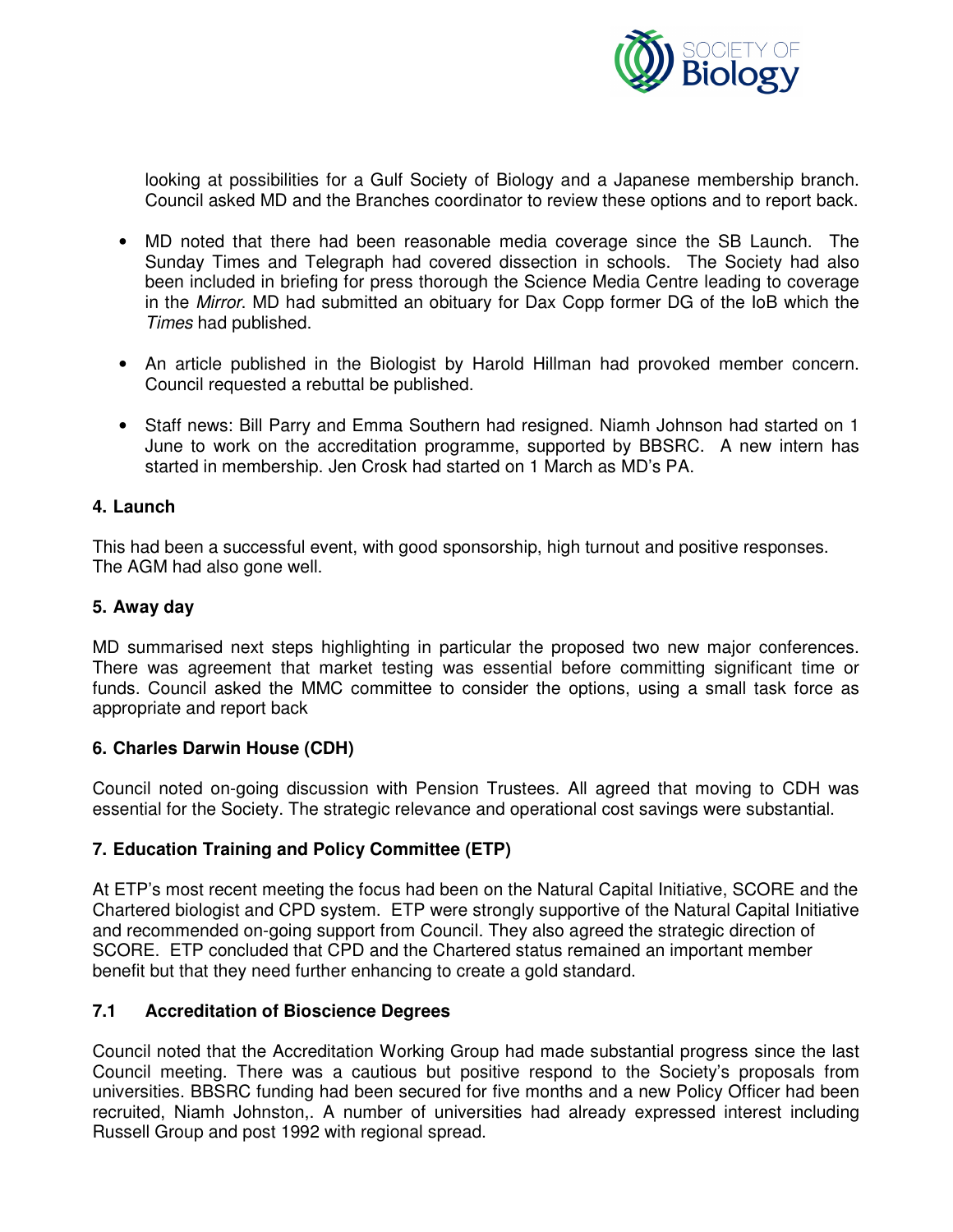looking at possibilities for a Gulf Society of Biology and a Japanese membership branch. Council asked MD and the Branches coordinator to review these options and to report back.

- MD noted that there had been reasonable media coverage since the SB Launch. The Sunday Times and Telegraph had covered dissection in schools. The Society had also been included in briefing for press thorough the Science Media Centre leading to coverage in the *Mirror*. MD had submitted an obituary for Dax Copp former DG of the IoB which the *Times* had published.

- An article published in the Biologist by Harold Hillman had provoked member concern. Council requested a rebuttal be published.

- Staff news: Bill Parry and Emma Southern had resigned. Niamh Johnson had started on 1 June to work on the accreditation programme, supported by BBSRC. A new intern has started in membership. Jen Crosk had started on 1 March as MD's PA.

### 4. Launch

This had been a successful event, with good sponsorship, high turnout and positive responses. The AGM had also gone well.

### 5. Away day

MD summarised next steps highlighting in particular the proposed two new major conferences. There was agreement that market testing was essential before committing significant time or funds. Council asked the MMC committee to consider the options, using a small task force as appropriate and report back

### 6. Charles Darwin House (CDH)

Council noted on-going discussion with Pension Trustees. All agreed that moving to CDH was essential for the Society. The strategic relevance and operational cost savings were substantial.

### 7. Education Training and Policy Committee (ETP)

At ETP's most recent meeting the focus had been on the Natural Capital Initiative, SCORE and the Chartered biologist and CPD system. ETP were strongly supportive of the Natural Capital Initiative and recommended on-going support from Council. They also agreed the strategic direction of SCORE. ETP concluded that CPD and the Chartered status remained an important member benefit but that they need further enhancing to create a gold standard.

### 7.1 Accreditation of Bioscience Degrees

Council noted that the Accreditation Working Group had made substantial progress since the last Council meeting. There was a cautious but positive respond to the Society's proposals from universities. BBSRC funding had been secured for five months and a new Policy Officer had been recruited, Niamh Johnston,. A number of universities had already expressed interest including Russell Group and post 1992 with regional spread.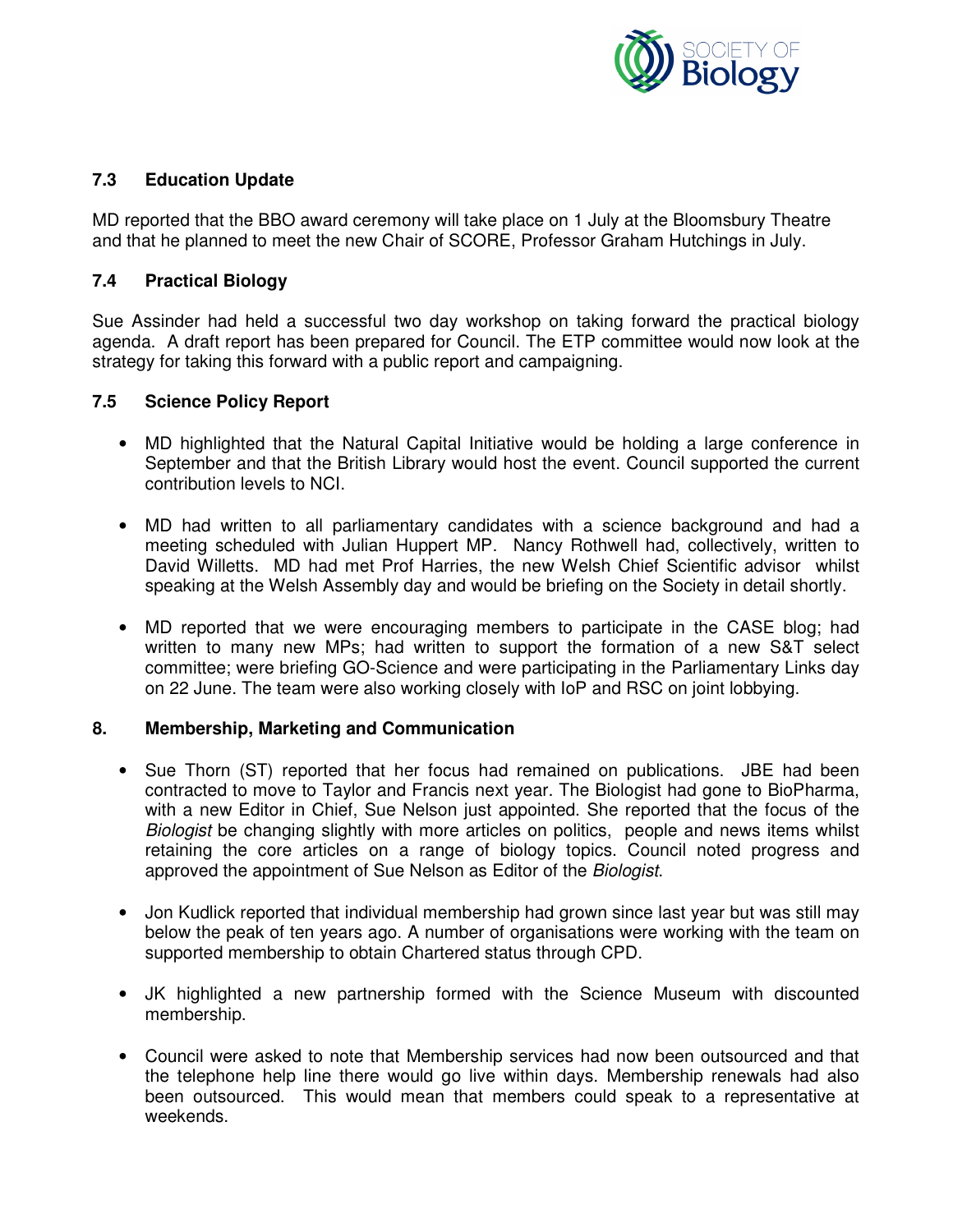### 7.3 Education Update

MD reported that the BBO award ceremony will take place on 1 July at the Bloomsbury Theatre and that he planned to meet the new Chair of SCORE, Professor Graham Hutchings in July.

### 7.4 Practical Biology

Sue Assinder had held a successful two day workshop on taking forward the practical biology agenda. A draft report has been prepared for Council. The ETP committee would now look at the strategy for taking this forward with a public report and campaigning.

### 7.5 Science Policy Report

- MD highlighted that the Natural Capital Initiative would be holding a large conference in September and that the British Library would host the event. Council supported the current contribution levels to NCI.

- MD had written to all parliamentary candidates with a science background and had a meeting scheduled with Julian Huppert MP. Nancy Rothwell had, collectively, written to David Willetts. MD had met Prof Harries, the new Welsh Chief Scientific advisor whilst speaking at the Welsh Assembly day and would be briefing on the Society in detail shortly.

- MD reported that we were encouraging members to participate in the CASE blog; had written to many new MPs; had written to support the formation of a new S&T select committee; were briefing GO-Science and were participating in the Parliamentary Links day on 22 June. The team were also working closely with IoP and RSC on joint lobbying.

## 8. Membership, Marketing and Communication

- Sue Thorn (ST) reported that her focus had remained on publications. JBE had been contracted to move to Taylor and Francis next year. The Biologist had gone to BioPharma, with a new Editor in Chief, Sue Nelson just appointed. She reported that the focus of the *Biologist* be changing slightly with more articles on politics, people and news items whilst retaining the core articles on a range of biology topics. Council noted progress and approved the appointment of Sue Nelson as Editor of the *Biologist*.

- Jon Kudlick reported that individual membership had grown since last year but was still may below the peak of ten years ago. A number of organisations were working with the team on supported membership to obtain Chartered status through CPD.

- JK highlighted a new partnership formed with the Science Museum with discounted membership.

- Council were asked to note that Membership services had now been outsourced and that the telephone help line there would go live within days. Membership renewals had also been outsourced. This would mean that members could speak to a representative at weekends.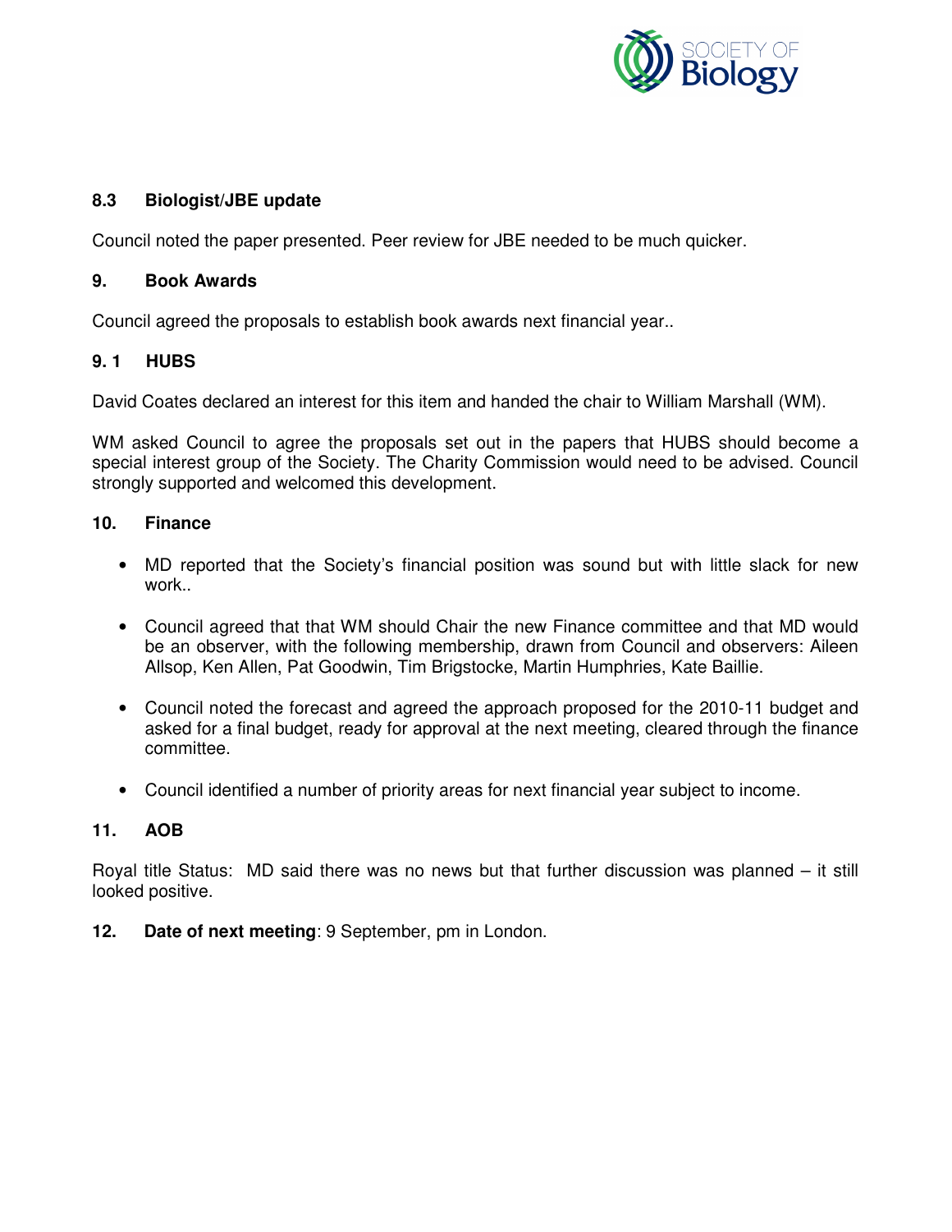### 8.3 Biologist/JBE update

Council noted the paper presented. Peer review for JBE needed to be much quicker.

### 9. Book Awards

Council agreed the proposals to establish book awards next financial year..

### 9. 1 HUBS

David Coates declared an interest for this item and handed the chair to William Marshall (WM).

WM asked Council to agree the proposals set out in the papers that HUBS should become a special interest group of the Society. The Charity Commission would need to be advised. Council strongly supported and welcomed this development.

### 10. Finance

- MD reported that the Society's financial position was sound but with little slack for new work..
- Council agreed that that WM should Chair the new Finance committee and that MD would be an observer, with the following membership, drawn from Council and observers: Aileen Allsop, Ken Allen, Pat Goodwin, Tim Brigstocke, Martin Humphries, Kate Baillie.
- Council noted the forecast and agreed the approach proposed for the 2010-11 budget and asked for a final budget, ready for approval at the next meeting, cleared through the finance committee.
- Council identified a number of priority areas for next financial year subject to income.

### 11. AOB

Royal title Status: MD said there was no news but that further discussion was planned – it still looked positive.

**12. Date of next meeting**: 9 September, pm in London.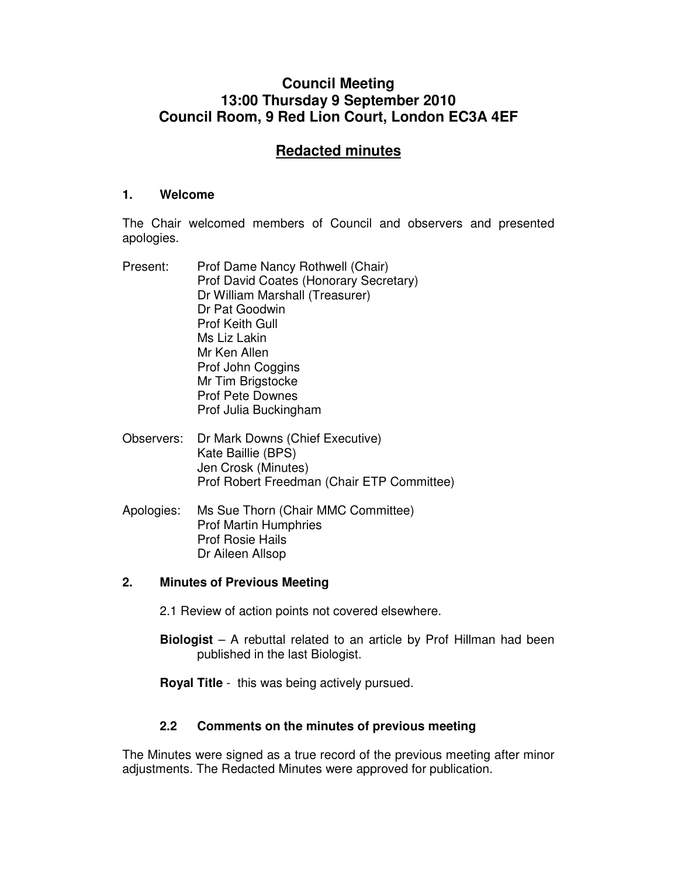# Council Meeting
# 13:00 Thursday 9 September 2010
# Council Room, 9 Red Lion Court, London EC3A 4EF

## Redacted minutes

### 1. Welcome

The Chair welcomed members of Council and observers and presented apologies.

Present:
- Prof Dame Nancy Rothwell (Chair)
- Prof David Coates (Honorary Secretary)
- Dr William Marshall (Treasurer)
- Dr Pat Goodwin
- Prof Keith Gull
- Ms Liz Lakin
- Mr Ken Allen
- Prof John Coggins
- Mr Tim Brigstocke
- Prof Pete Downes
- Prof Julia Buckingham

Observers:
- Dr Mark Downs (Chief Executive)
- Kate Baillie (BPS)
- Jen Crosk (Minutes)
- Prof Robert Freedman (Chair ETP Committee)

Apologies:
- Ms Sue Thorn (Chair MMC Committee)
- Prof Martin Humphries
- Prof Rosie Hails
- Dr Aileen Allsop

### 2. Minutes of Previous Meeting

2.1 Review of action points not covered elsewhere.

**Biologist** – A rebuttal related to an article by Prof Hillman had been published in the last Biologist.

**Royal Title** - this was being actively pursued.

#### 2.2 Comments on the minutes of previous meeting

The Minutes were signed as a true record of the previous meeting after minor adjustments. The Redacted Minutes were approved for publication.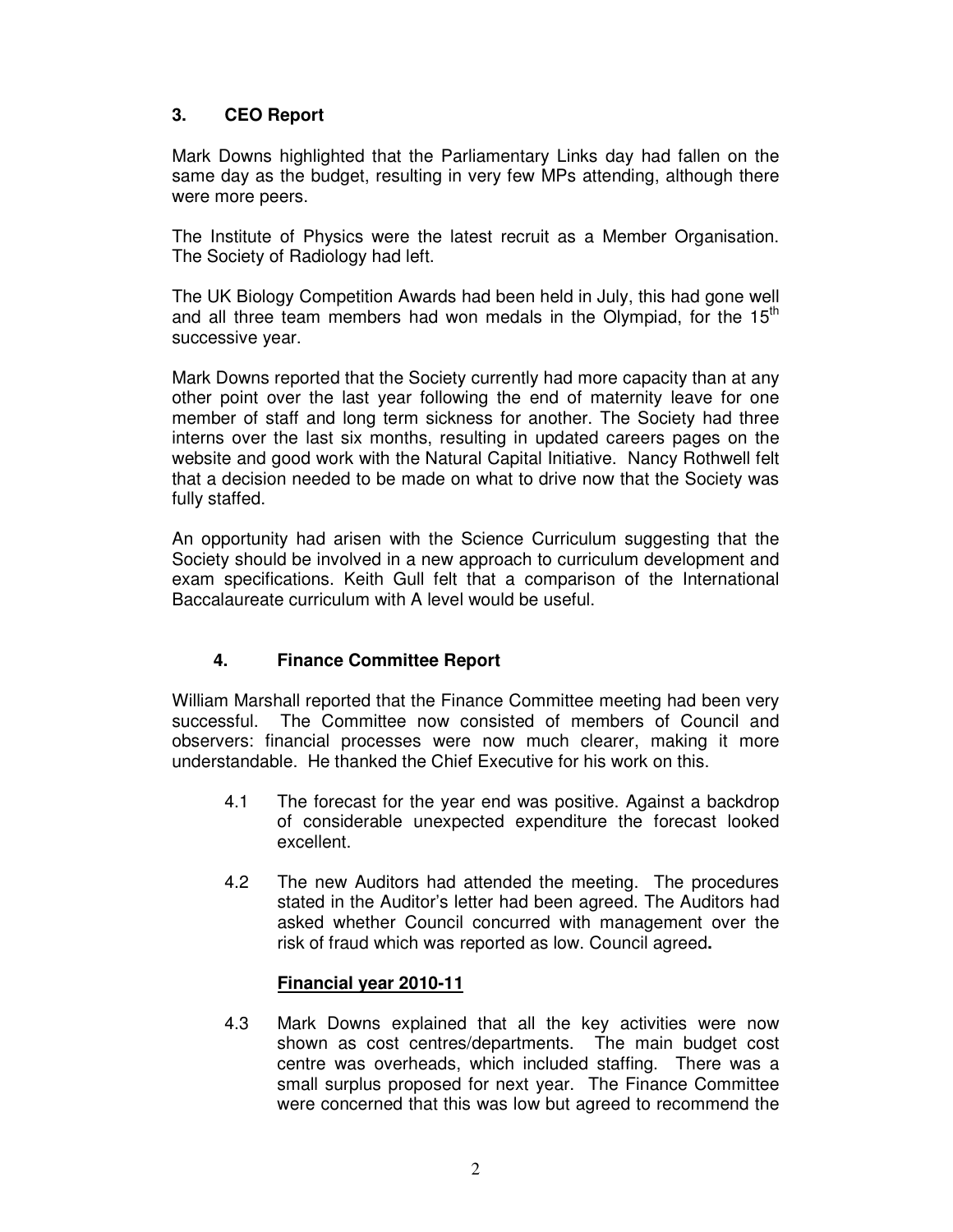## 3. CEO Report

Mark Downs highlighted that the Parliamentary Links day had fallen on the same day as the budget, resulting in very few MPs attending, although there were more peers.

The Institute of Physics were the latest recruit as a Member Organisation. The Society of Radiology had left.

The UK Biology Competition Awards had been held in July, this had gone well and all three team members had won medals in the Olympiad, for the 15th successive year.

Mark Downs reported that the Society currently had more capacity than at any other point over the last year following the end of maternity leave for one member of staff and long term sickness for another. The Society had three interns over the last six months, resulting in updated careers pages on the website and good work with the Natural Capital Initiative. Nancy Rothwell felt that a decision needed to be made on what to drive now that the Society was fully staffed.

An opportunity had arisen with the Science Curriculum suggesting that the Society should be involved in a new approach to curriculum development and exam specifications. Keith Gull felt that a comparison of the International Baccalaureate curriculum with A level would be useful.

## 4. Finance Committee Report

William Marshall reported that the Finance Committee meeting had been very successful. The Committee now consisted of members of Council and observers: financial processes were now much clearer, making it more understandable. He thanked the Chief Executive for his work on this.

4.1 The forecast for the year end was positive. Against a backdrop of considerable unexpected expenditure the forecast looked excellent.

4.2 The new Auditors had attended the meeting. The procedures stated in the Auditor's letter had been agreed. The Auditors had asked whether Council concurred with management over the risk of fraud which was reported as low. Council agreed**.**

### Financial year 2010-11

4.3 Mark Downs explained that all the key activities were now shown as cost centres/departments. The main budget cost centre was overheads, which included staffing. There was a small surplus proposed for next year. The Finance Committee were concerned that this was low but agreed to recommend the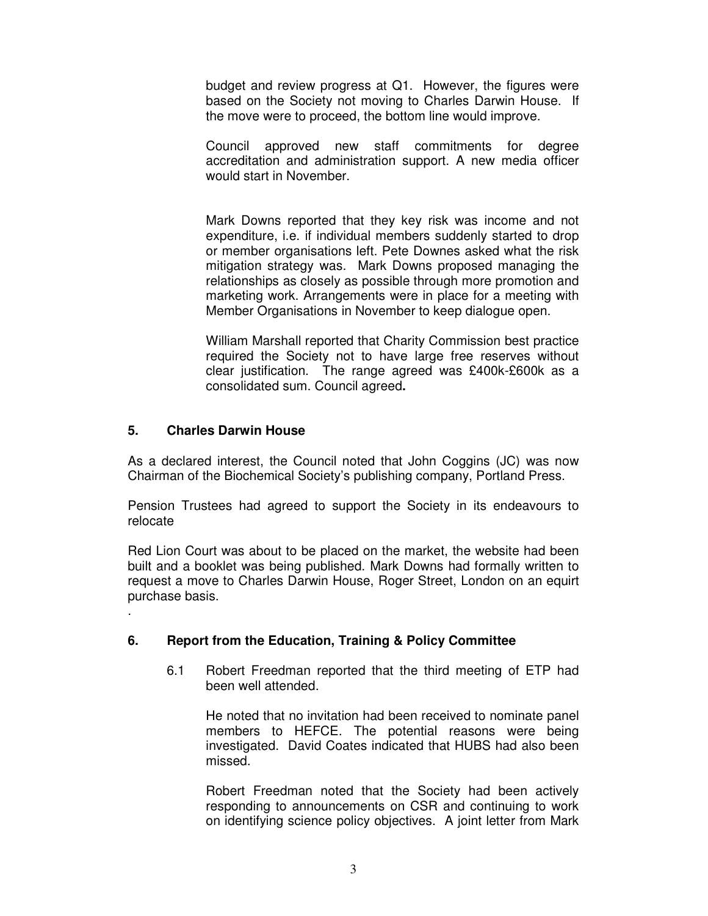budget and review progress at Q1. However, the figures were based on the Society not moving to Charles Darwin House. If the move were to proceed, the bottom line would improve.

Council approved new staff commitments for degree accreditation and administration support. A new media officer would start in November.

Mark Downs reported that they key risk was income and not expenditure, i.e. if individual members suddenly started to drop or member organisations left. Pete Downes asked what the risk mitigation strategy was. Mark Downs proposed managing the relationships as closely as possible through more promotion and marketing work. Arrangements were in place for a meeting with Member Organisations in November to keep dialogue open.

William Marshall reported that Charity Commission best practice required the Society not to have large free reserves without clear justification. The range agreed was £400k-£600k as a consolidated sum. Council agreed**.**

## 5. Charles Darwin House

As a declared interest, the Council noted that John Coggins (JC) was now Chairman of the Biochemical Society's publishing company, Portland Press.

Pension Trustees had agreed to support the Society in its endeavours to relocate

Red Lion Court was about to be placed on the market, the website had been built and a booklet was being published. Mark Downs had formally written to request a move to Charles Darwin House, Roger Street, London on an equirt purchase basis.

.

## 6. Report from the Education, Training & Policy Committee

6.1 Robert Freedman reported that the third meeting of ETP had been well attended.

He noted that no invitation had been received to nominate panel members to HEFCE. The potential reasons were being investigated. David Coates indicated that HUBS had also been missed.

Robert Freedman noted that the Society had been actively responding to announcements on CSR and continuing to work on identifying science policy objectives. A joint letter from Mark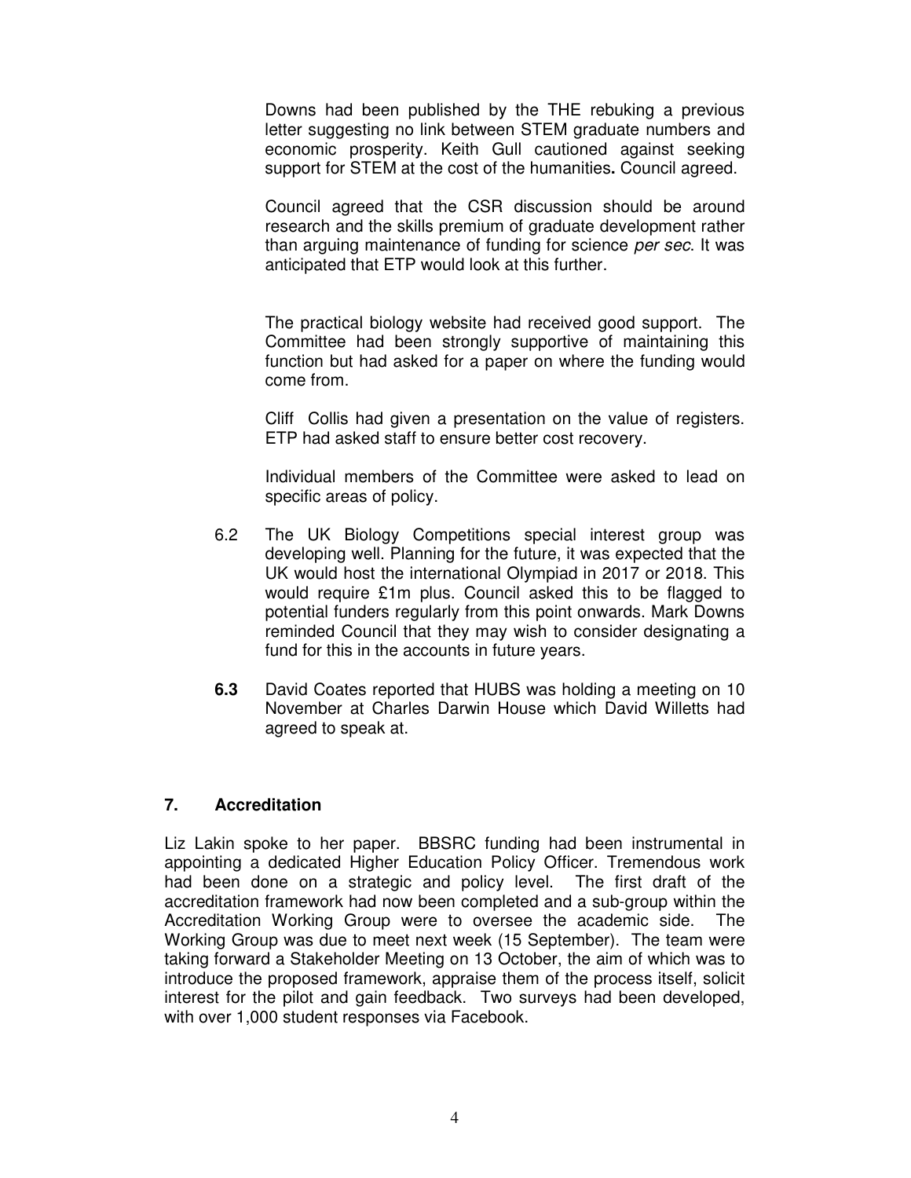Downs had been published by the THE rebuking a previous letter suggesting no link between STEM graduate numbers and economic prosperity. Keith Gull cautioned against seeking support for STEM at the cost of the humanities**.** Council agreed.

Council agreed that the CSR discussion should be around research and the skills premium of graduate development rather than arguing maintenance of funding for science *per sec*. It was anticipated that ETP would look at this further.

The practical biology website had received good support. The Committee had been strongly supportive of maintaining this function but had asked for a paper on where the funding would come from.

Cliff Collis had given a presentation on the value of registers. ETP had asked staff to ensure better cost recovery.

Individual members of the Committee were asked to lead on specific areas of policy.

6.2 The UK Biology Competitions special interest group was developing well. Planning for the future, it was expected that the UK would host the international Olympiad in 2017 or 2018. This would require £1m plus. Council asked this to be flagged to potential funders regularly from this point onwards. Mark Downs reminded Council that they may wish to consider designating a fund for this in the accounts in future years.

**6.3** David Coates reported that HUBS was holding a meeting on 10 November at Charles Darwin House which David Willetts had agreed to speak at.

## 7. Accreditation

Liz Lakin spoke to her paper. BBSRC funding had been instrumental in appointing a dedicated Higher Education Policy Officer. Tremendous work had been done on a strategic and policy level. The first draft of the accreditation framework had now been completed and a sub-group within the Accreditation Working Group were to oversee the academic side. The Working Group was due to meet next week (15 September). The team were taking forward a Stakeholder Meeting on 13 October, the aim of which was to introduce the proposed framework, appraise them of the process itself, solicit interest for the pilot and gain feedback. Two surveys had been developed, with over 1,000 student responses via Facebook.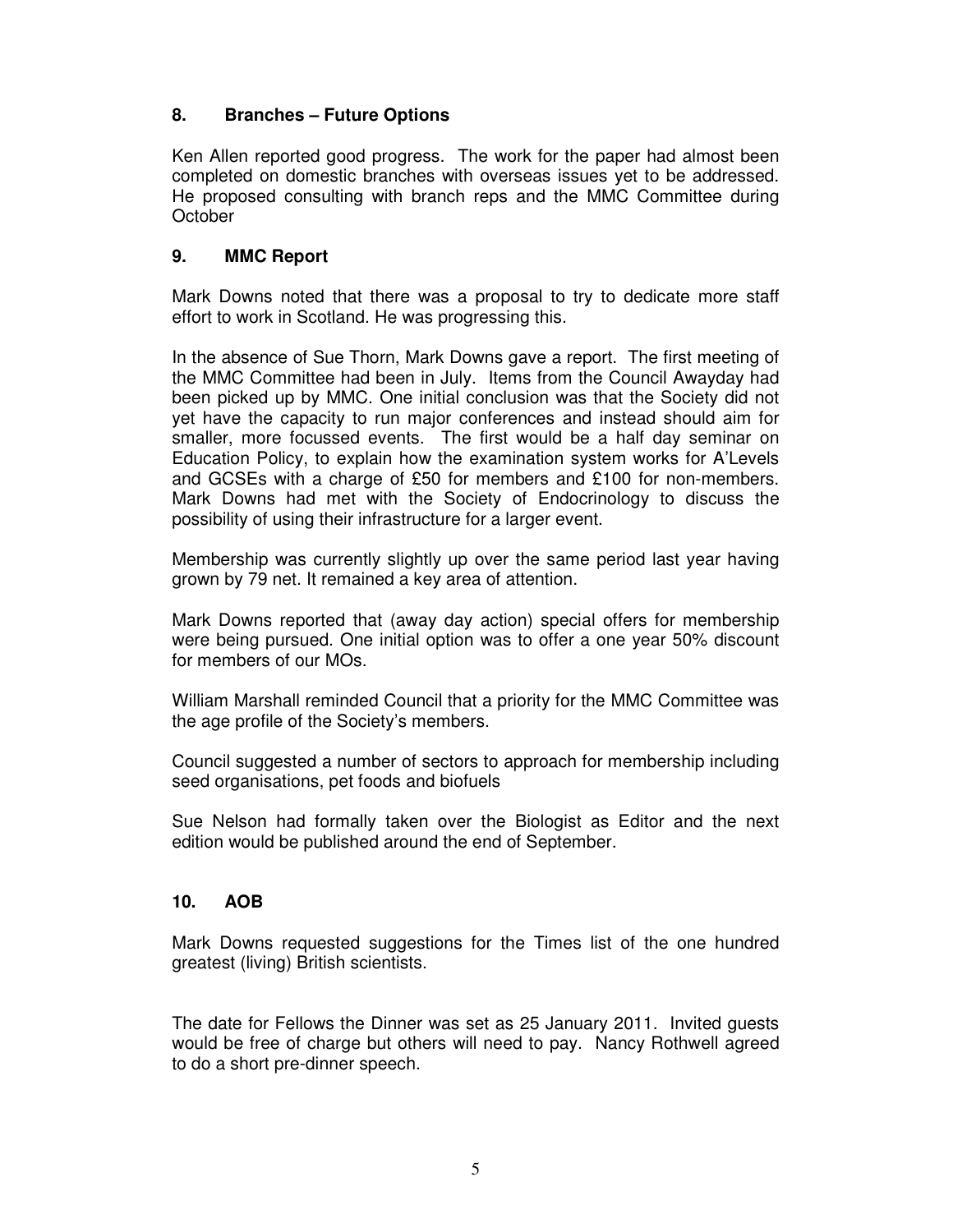## 8. Branches – Future Options

Ken Allen reported good progress. The work for the paper had almost been completed on domestic branches with overseas issues yet to be addressed. He proposed consulting with branch reps and the MMC Committee during October

## 9. MMC Report

Mark Downs noted that there was a proposal to try to dedicate more staff effort to work in Scotland. He was progressing this.

In the absence of Sue Thorn, Mark Downs gave a report. The first meeting of the MMC Committee had been in July. Items from the Council Awayday had been picked up by MMC. One initial conclusion was that the Society did not yet have the capacity to run major conferences and instead should aim for smaller, more focussed events. The first would be a half day seminar on Education Policy, to explain how the examination system works for A'Levels and GCSEs with a charge of £50 for members and £100 for non-members. Mark Downs had met with the Society of Endocrinology to discuss the possibility of using their infrastructure for a larger event.

Membership was currently slightly up over the same period last year having grown by 79 net. It remained a key area of attention.

Mark Downs reported that (away day action) special offers for membership were being pursued. One initial option was to offer a one year 50% discount for members of our MOs.

William Marshall reminded Council that a priority for the MMC Committee was the age profile of the Society's members.

Council suggested a number of sectors to approach for membership including seed organisations, pet foods and biofuels

Sue Nelson had formally taken over the Biologist as Editor and the next edition would be published around the end of September.

## 10. AOB

Mark Downs requested suggestions for the Times list of the one hundred greatest (living) British scientists.

The date for Fellows the Dinner was set as 25 January 2011. Invited guests would be free of charge but others will need to pay. Nancy Rothwell agreed to do a short pre-dinner speech.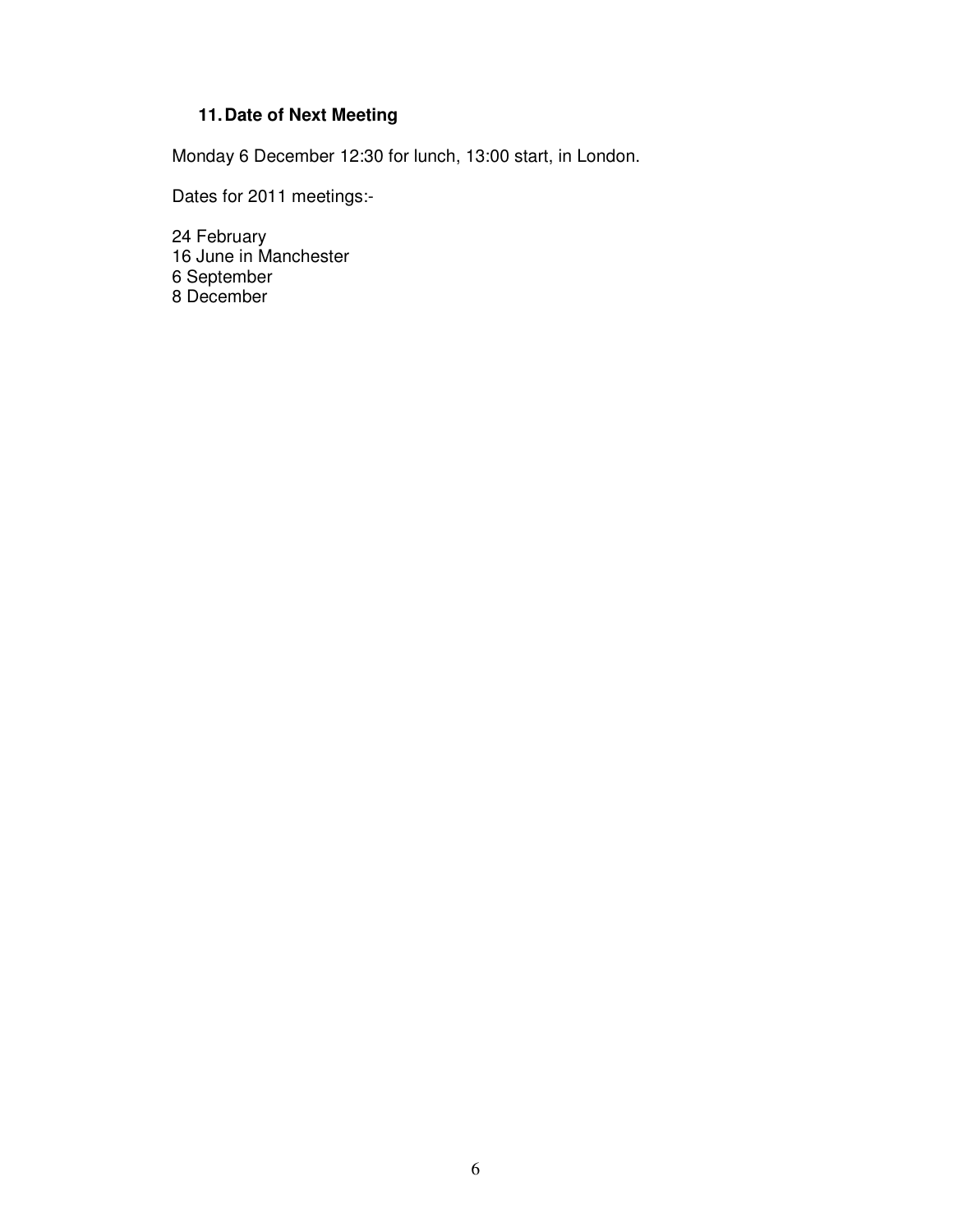## 11. Date of Next Meeting

Monday 6 December 12:30 for lunch, 13:00 start, in London.

Dates for 2011 meetings:-

24 February
16 June in Manchester
6 September
8 December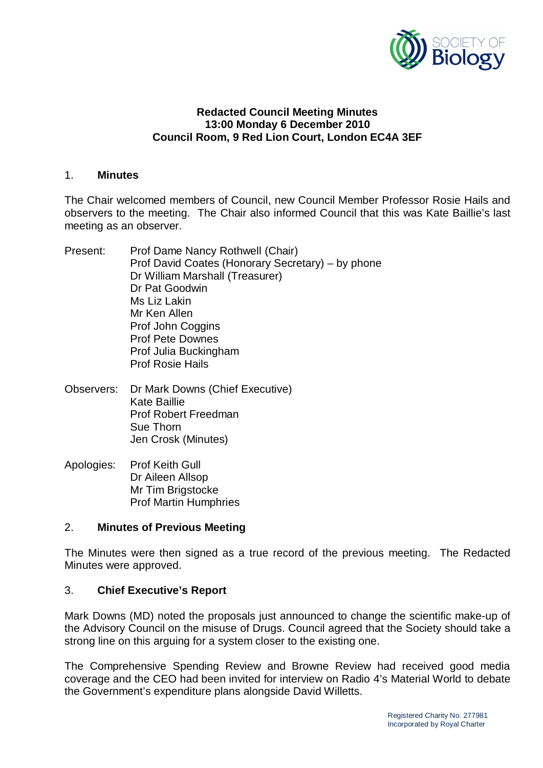**Redacted Council Meeting Minutes**
**13:00 Monday 6 December 2010**
**Council Room, 9 Red Lion Court, London EC4A 3EF**

## 1. Minutes

The Chair welcomed members of Council, new Council Member Professor Rosie Hails and observers to the meeting. The Chair also informed Council that this was Kate Baillie's last meeting as an observer.

Present:
- Prof Dame Nancy Rothwell (Chair)
- Prof David Coates (Honorary Secretary) – by phone
- Dr William Marshall (Treasurer)
- Dr Pat Goodwin
- Ms Liz Lakin
- Mr Ken Allen
- Prof John Coggins
- Prof Pete Downes
- Prof Julia Buckingham
- Prof Rosie Hails

Observers:
- Dr Mark Downs (Chief Executive)
- Kate Baillie
- Prof Robert Freedman
- Sue Thorn
- Jen Crosk (Minutes)

Apologies:
- Prof Keith Gull
- Dr Aileen Allsop
- Mr Tim Brigstocke
- Prof Martin Humphries

## 2. Minutes of Previous Meeting

The Minutes were then signed as a true record of the previous meeting. The Redacted Minutes were approved.

## 3. Chief Executive's Report

Mark Downs (MD) noted the proposals just announced to change the scientific make-up of the Advisory Council on the misuse of Drugs. Council agreed that the Society should take a strong line on this arguing for a system closer to the existing one.

The Comprehensive Spending Review and Browne Review had received good media coverage and the CEO had been invited for interview on Radio 4's Material World to debate the Government's expenditure plans alongside David Willetts.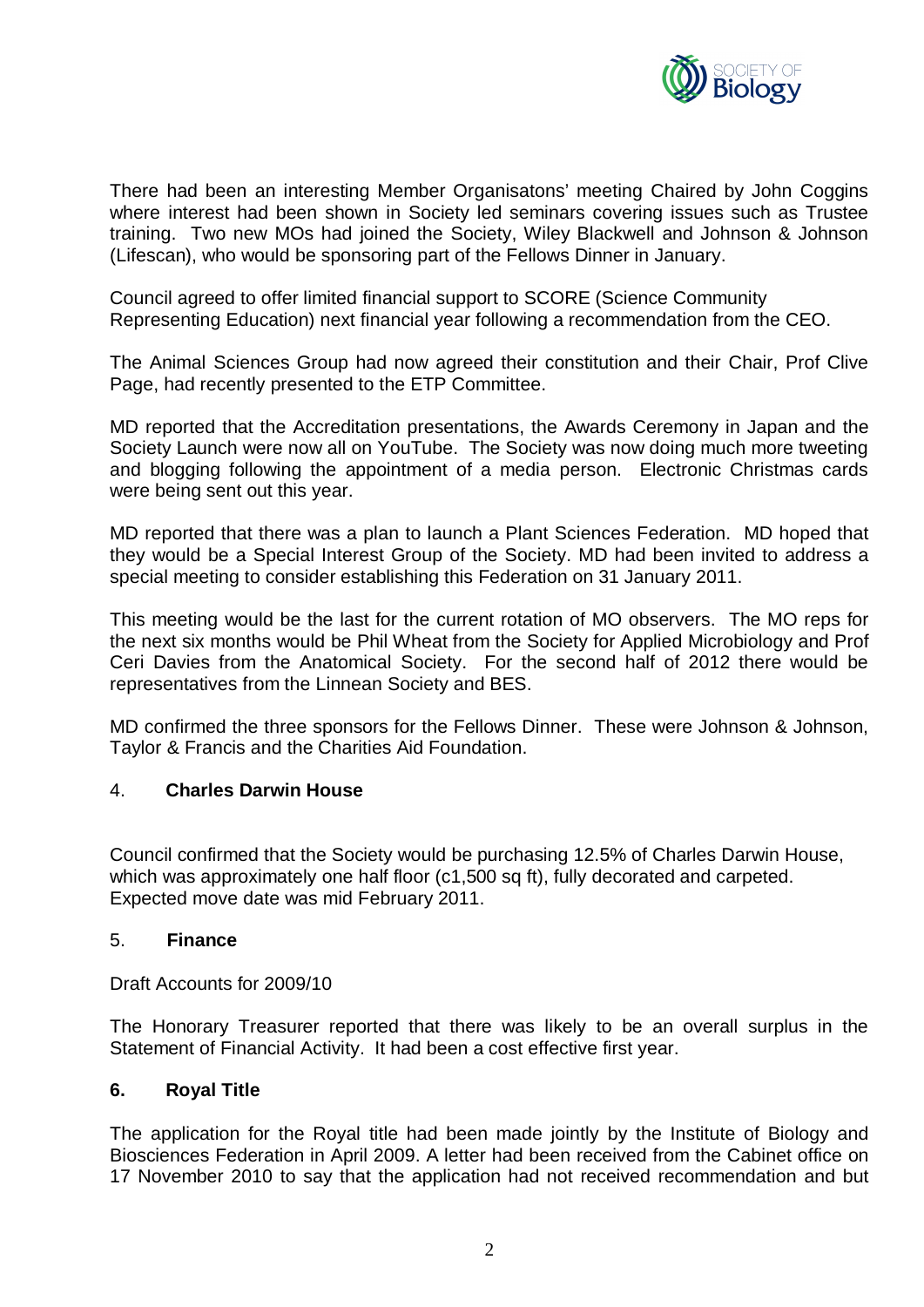There had been an interesting Member Organisatons' meeting Chaired by John Coggins where interest had been shown in Society led seminars covering issues such as Trustee training. Two new MOs had joined the Society, Wiley Blackwell and Johnson & Johnson (Lifescan), who would be sponsoring part of the Fellows Dinner in January.

Council agreed to offer limited financial support to SCORE (Science Community Representing Education) next financial year following a recommendation from the CEO.

The Animal Sciences Group had now agreed their constitution and their Chair, Prof Clive Page, had recently presented to the ETP Committee.

MD reported that the Accreditation presentations, the Awards Ceremony in Japan and the Society Launch were now all on YouTube. The Society was now doing much more tweeting and blogging following the appointment of a media person. Electronic Christmas cards were being sent out this year.

MD reported that there was a plan to launch a Plant Sciences Federation. MD hoped that they would be a Special Interest Group of the Society. MD had been invited to address a special meeting to consider establishing this Federation on 31 January 2011.

This meeting would be the last for the current rotation of MO observers. The MO reps for the next six months would be Phil Wheat from the Society for Applied Microbiology and Prof Ceri Davies from the Anatomical Society. For the second half of 2012 there would be representatives from the Linnean Society and BES.

MD confirmed the three sponsors for the Fellows Dinner. These were Johnson & Johnson, Taylor & Francis and the Charities Aid Foundation.

## 4. **Charles Darwin House**

Council confirmed that the Society would be purchasing 12.5% of Charles Darwin House, which was approximately one half floor (c1,500 sq ft), fully decorated and carpeted. Expected move date was mid February 2011.

## 5. **Finance**

Draft Accounts for 2009/10

The Honorary Treasurer reported that there was likely to be an overall surplus in the Statement of Financial Activity. It had been a cost effective first year.

## **6. Royal Title**

The application for the Royal title had been made jointly by the Institute of Biology and Biosciences Federation in April 2009. A letter had been received from the Cabinet office on 17 November 2010 to say that the application had not received recommendation and but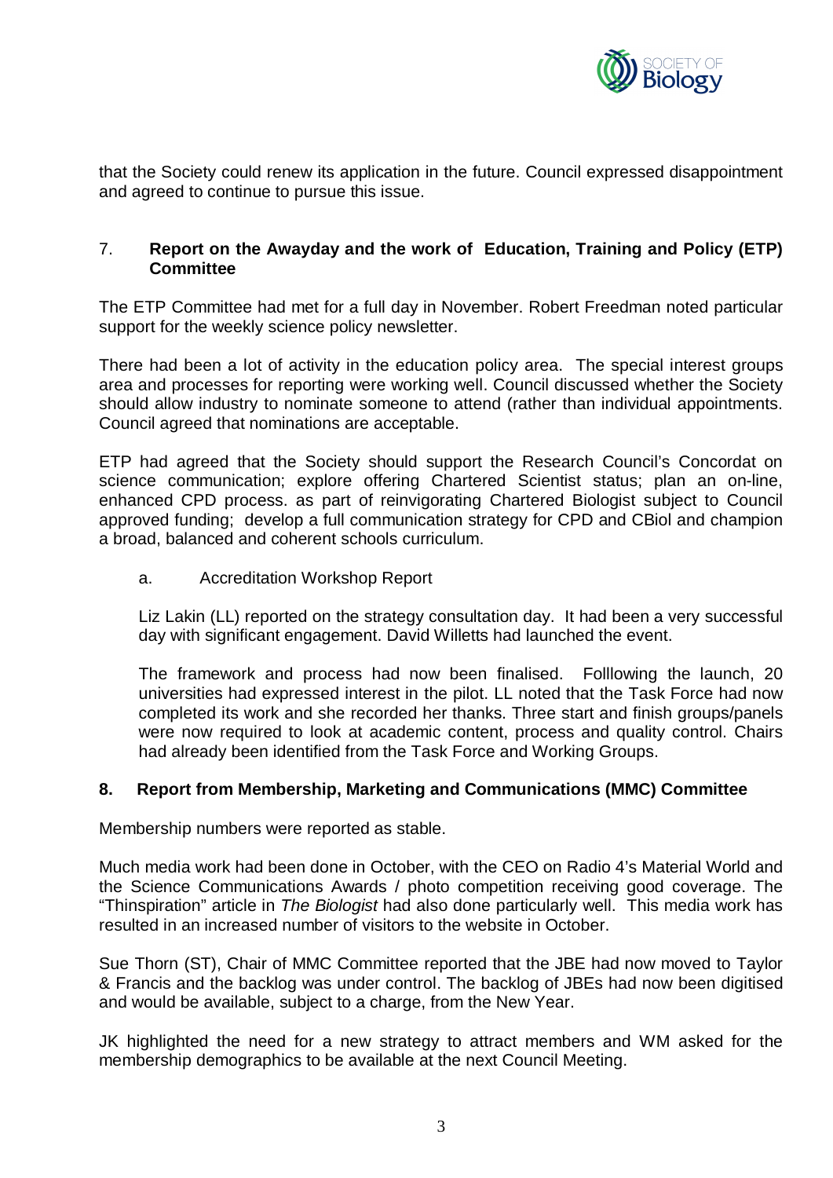that the Society could renew its application in the future. Council expressed disappointment and agreed to continue to pursue this issue.

7. **Report on the Awayday and the work of Education, Training and Policy (ETP) Committee**

The ETP Committee had met for a full day in November. Robert Freedman noted particular support for the weekly science policy newsletter.

There had been a lot of activity in the education policy area. The special interest groups area and processes for reporting were working well. Council discussed whether the Society should allow industry to nominate someone to attend (rather than individual appointments. Council agreed that nominations are acceptable.

ETP had agreed that the Society should support the Research Council's Concordat on science communication; explore offering Chartered Scientist status; plan an on-line, enhanced CPD process. as part of reinvigorating Chartered Biologist subject to Council approved funding; develop a full communication strategy for CPD and CBiol and champion a broad, balanced and coherent schools curriculum.

a. Accreditation Workshop Report

Liz Lakin (LL) reported on the strategy consultation day. It had been a very successful day with significant engagement. David Willetts had launched the event.

The framework and process had now been finalised. Folllowing the launch, 20 universities had expressed interest in the pilot. LL noted that the Task Force had now completed its work and she recorded her thanks. Three start and finish groups/panels were now required to look at academic content, process and quality control. Chairs had already been identified from the Task Force and Working Groups.

**8. Report from Membership, Marketing and Communications (MMC) Committee**

Membership numbers were reported as stable.

Much media work had been done in October, with the CEO on Radio 4's Material World and the Science Communications Awards / photo competition receiving good coverage. The "Thinspiration" article in *The Biologist* had also done particularly well. This media work has resulted in an increased number of visitors to the website in October.

Sue Thorn (ST), Chair of MMC Committee reported that the JBE had now moved to Taylor & Francis and the backlog was under control. The backlog of JBEs had now been digitised and would be available, subject to a charge, from the New Year.

JK highlighted the need for a new strategy to attract members and WM asked for the membership demographics to be available at the next Council Meeting.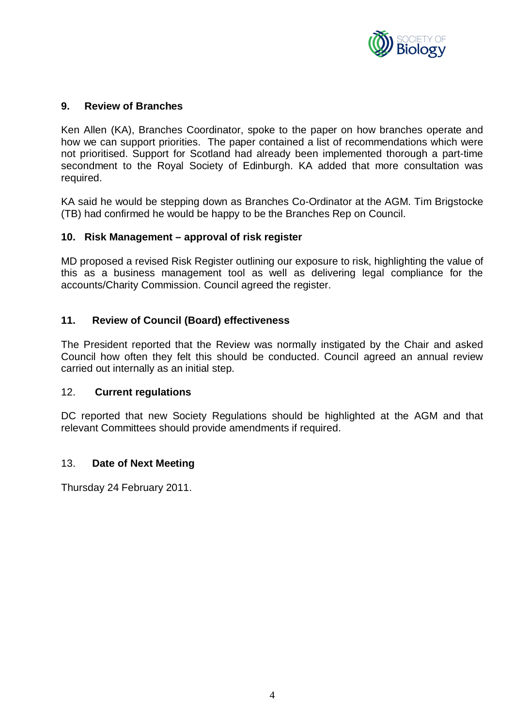## 9. Review of Branches

Ken Allen (KA), Branches Coordinator, spoke to the paper on how branches operate and how we can support priorities. The paper contained a list of recommendations which were not prioritised. Support for Scotland had already been implemented thorough a part-time secondment to the Royal Society of Edinburgh. KA added that more consultation was required.

KA said he would be stepping down as Branches Co-Ordinator at the AGM. Tim Brigstocke (TB) had confirmed he would be happy to be the Branches Rep on Council.

## 10. Risk Management – approval of risk register

MD proposed a revised Risk Register outlining our exposure to risk, highlighting the value of this as a business management tool as well as delivering legal compliance for the accounts/Charity Commission. Council agreed the register.

## 11. Review of Council (Board) effectiveness

The President reported that the Review was normally instigated by the Chair and asked Council how often they felt this should be conducted. Council agreed an annual review carried out internally as an initial step.

## 12. Current regulations

DC reported that new Society Regulations should be highlighted at the AGM and that relevant Committees should provide amendments if required.

## 13. Date of Next Meeting

Thursday 24 February 2011.